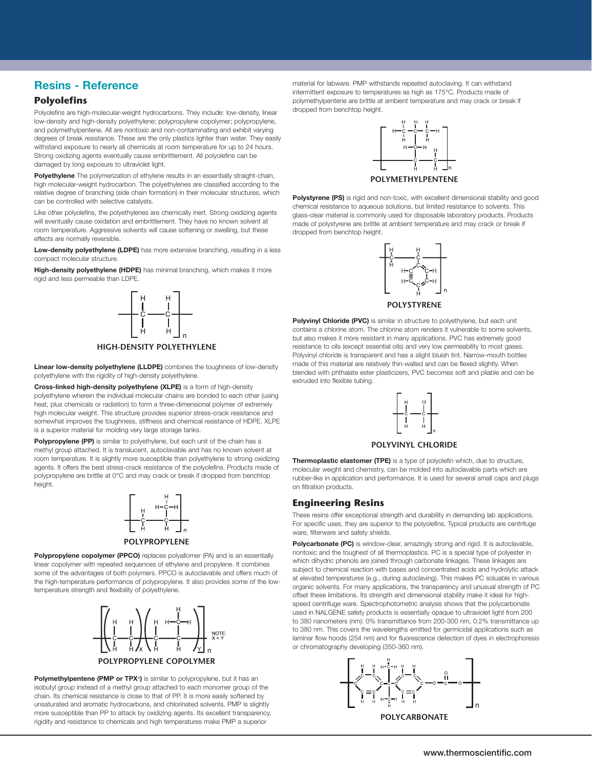# Resins - Reference

## Polyolefins

Polyolefins are high-molecular-weight hydrocarbons. They include: low-density, linear low-density and high-density polyethylene; polypropylene copolymer; polypropylene, and polymethylpentene. All are nontoxic and non-contaminating and exhibit varying degrees of break resistance. These are the only plastics lighter than water. They easily withstand exposure to nearly all chemicals at room temperature for up to 24 hours. Strong oxidizing agents eventually cause embrittlement. All polyolefins can be damaged by long exposure to ultraviolet light.

**Polyethylene** The polymerization of ethylene results in an essentially straight-chain, high molecular-weight hydrocarbon. The polyethylenes are classified according to the relative degree of branching (side chain formation) in their molecular structures, which can be controlled with selective catalysts.

Like other polyolefins, the polyethylenes are chemically inert. Strong oxidizing agents will eventually cause oxidation and embrittlement. They have no known solvent at room temperature. Aggressive solvents will cause softening or swelling, but these effects are normally reversible.

**Low-density polyethylene (LDPE)** has more extensive branching, resulting in a less compact molecular structure.

**High-density polyethylene (HDPE)** has minimal branching, which makes it more rigid and less permeable than LDPE.

HIGH-DENSITY POLYETHYLENE

**Linear low-density polyethylene (LLDPE)** combines the toughness of low-density polyethylene with the rigidity of high-density polyethylene.

**Cross-linked high-density polyethylene (XLPE)** is a form of high-density polyethylene wherein the individual molecular chains are bonded to each other (using heat, plus chemicals or radiation) to form a three-dimensional polymer of extremely high molecular weight. This structure provides superior stress-crack resistance and somewhat improves the toughness, stiffness and chemical resistance of HDPE. XLPE is a superior material for molding very large storage tanks.

**Polypropylene (PP)** is similar to polyethylene, but each unit of the chain has a methyl group attached. It is translucent, autoclavable and has no known solvent at room temperature. It is slightly more susceptible than polyethylene to strong oxidizing agents. It offers the best stress-crack resistance of the polyolefins. Products made of polypropylene are brittle at 0°C and may crack or break if dropped from benchtop height.

POLYPROPYLENE

**Polypropylene copolymer (PPCO)** replaces polyallomer (PA) and is an essentially linear copolymer with repeated sequences of ethylene and propylene. It combines some of the advantages of both polymers. PPCO is autoclavable and offers much of the high-temperature performance of polypropylene. It also provides some of the low-temperature strength and flexibility of polyethylene.

NOTE: X < Y

POLYPROPYLENE COPOLYMER

**Polymethylpentene (PMP or TPX®)** is similar to polypropylene, but it has an isobutyl group instead of a methyl group attached to each monomer group of the chain. Its chemical resistance is close to that of PP. It is more easily softened by unsaturated and aromatic hydrocarbons, and chlorinated solvents. PMP is slightly more susceptible than PP to attack by oxidizing agents. Its excellent transparency, rigidity and resistance to chemicals and high temperatures make PMP a superior material for labware. PMP withstands repeated autoclaving. It can withstand intermittent exposure to temperatures as high as 175°C. Products made of polymethylpentene are brittle at ambient temperature and may crack or break if dropped from benchtop height.

POLYMETHYLPENTENE

**Polystyrene (PS)** is rigid and non-toxic, with excellent dimensional stability and good chemical resistance to aqueous solutions, but limited resistance to solvents. This glass-clear material is commonly used for disposable laboratory products. Products made of polystyrene are brittle at ambient temperature and may crack or break if dropped from benchtop height.

POLYSTYRENE

**Polyvinyl Chloride (PVC)** is similar in structure to polyethylene, but each unit contains a chlorine atom. The chlorine atom renders it vulnerable to some solvents, but also makes it more resistant in many applications. PVC has extremely good resistance to oils (except essential oils) and very low permeability to most gases. Polyvinyl chloride is transparent and has a slight bluish tint. Narrow-mouth bottles made of this material are relatively thin-walled and can be flexed slightly. When blended with phthalate ester plasticizers, PVC becomes soft and pliable and can be extruded into flexible tubing.

POLYVINYL CHLORIDE

**Thermoplastic elastomer (TPE)** is a type of polyolefin which, due to structure, molecular weight and chemistry, can be molded into autoclavable parts which are rubber-like in application and performance. It is used for several small caps and plugs on filtration products.

## Engineering Resins

These resins offer exceptional strength and durability in demanding lab applications. For specific uses, they are superior to the polyolefins. Typical products are centrifuge ware, filterware and safety shields.

**Polycarbonate (PC)** is window-clear, amazingly strong and rigid. It is autoclavable, nontoxic and the toughest of all thermoplastics. PC is a special type of polyester in which dihydric phenols are joined through carbonate linkages. These linkages are subject to chemical reaction with bases and concentrated acids and hydrolytic attack at elevated temperatures (e.g., during autoclaving). This makes PC soluable in various organic solvents. For many applications, the transparency and unusual strength of PC offset these limitations. Its strength and dimensional stability make it ideal for high-speed centrifuge ware. Spectrophotometric analysis shows that the polycarbonate used in NALGENE safety products is essentially opaque to ultraviolet light from 200 to 380 nanometers (nm): 0% transmittance from 200-300 nm, 0.2% transmittance up to 380 nm. This covers the wavelengths emitted for germicidal applications such as laminar flow hoods (254 nm) and for fluorescence detection of dyes in electrophoresis or chromatography developing (350-360 nm).

POLYCARBONATE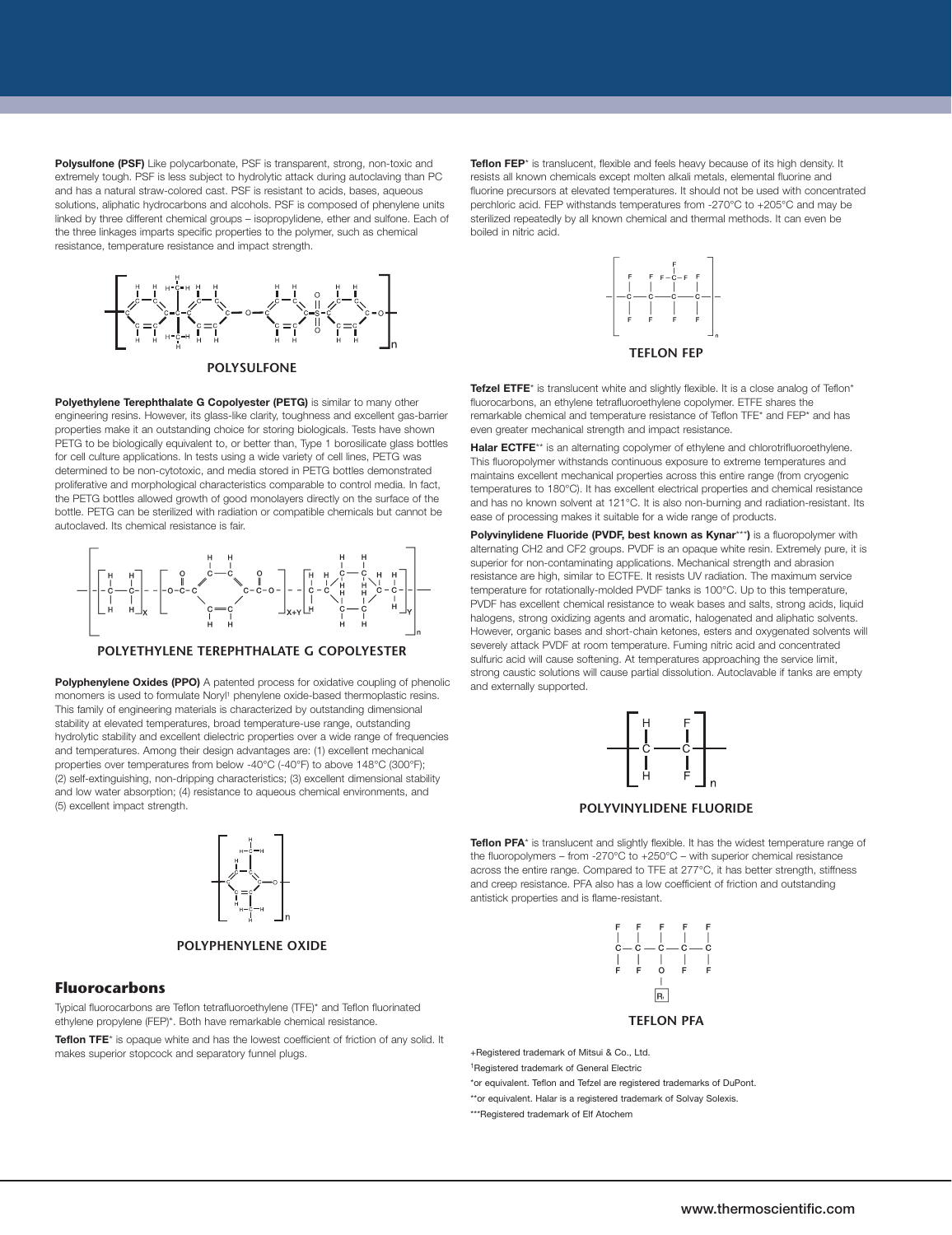**Polysulfone (PSF)** Like polycarbonate, PSF is transparent, strong, non-toxic and extremely tough. PSF is less subject to hydrolytic attack during autoclaving than PC and has a natural straw-colored cast. PSF is resistant to acids, bases, aqueous solutions, aliphatic hydrocarbons and alcohols. PSF is composed of phenylene units linked by three different chemical groups – isopropylidene, ether and sulfone. Each of the three linkages imparts specific properties to the polymer, such as chemical resistance, temperature resistance and impact strength.

**POLYSULFONE**

**Polyethylene Terephthalate G Copolyester (PETG)** is similar to many other engineering resins. However, its glass-like clarity, toughness and excellent gas-barrier properties make it an outstanding choice for storing biologicals. Tests have shown PETG to be biologically equivalent to, or better than, Type 1 borosilicate glass bottles for cell culture applications. In tests using a wide variety of cell lines, PETG was determined to be non-cytotoxic, and media stored in PETG bottles demonstrated proliferative and morphological characteristics comparable to control media. In fact, the PETG bottles allowed growth of good monolayers directly on the surface of the bottle. PETG can be sterilized with radiation or compatible chemicals but cannot be autoclaved. Its chemical resistance is fair.

**POLYETHYLENE TEREPHTHALATE G COPOLYESTER**

**Polyphenylene Oxides (PPO)** A patented process for oxidative coupling of phenolic monomers is used to formulate Noryl[1] phenylene oxide-based thermoplastic resins. This family of engineering materials is characterized by outstanding dimensional stability at elevated temperatures, broad temperature-use range, outstanding hydrolytic stability and excellent dielectric properties over a wide range of frequencies and temperatures. Among their design advantages are: (1) excellent mechanical properties over temperatures from below -40°C (-40°F) to above 148°C (300°F); (2) self-extinguishing, non-dripping characteristics; (3) excellent dimensional stability and low water absorption; (4) resistance to aqueous chemical environments, and (5) excellent impact strength.

**POLYPHENYLENE OXIDE**

## Fluorocarbons

Typical fluorocarbons are Teflon tetrafluoroethylene (TFE)* and Teflon fluorinated ethylene propylene (FEP)*. Both have remarkable chemical resistance.

**Teflon TFE*** is opaque white and has the lowest coefficient of friction of any solid. It makes superior stopcock and separatory funnel plugs.

**Teflon FEP*** is translucent, flexible and feels heavy because of its high density. It resists all known chemicals except molten alkali metals, elemental fluorine and fluorine precursors at elevated temperatures. It should not be used with concentrated perchloric acid. FEP withstands temperatures from -270°C to +205°C and may be sterilized repeatedly by all known chemical and thermal methods. It can even be boiled in nitric acid.

**TEFLON FEP**

**Tefzel ETFE*** is translucent white and slightly flexible. It is a close analog of Teflon* fluorocarbons, an ethylene tetrafluoroethylene copolymer. ETFE shares the remarkable chemical and temperature resistance of Teflon TFE* and FEP* and has even greater mechanical strength and impact resistance.

**Halar ECTFE**** is an alternating copolymer of ethylene and chlorotrifluoroethylene. This fluoropolymer withstands continuous exposure to extreme temperatures and maintains excellent mechanical properties across this entire range (from cryogenic temperatures to 180°C). It has excellent electrical properties and chemical resistance and has no known solvent at 121°C. It is also non-burning and radiation-resistant. Its ease of processing makes it suitable for a wide range of products.

**Polyvinylidene Fluoride (PVDF, best known as Kynar***)** is a fluoropolymer with alternating CH2 and CF2 groups. PVDF is an opaque white resin. Extremely pure, it is superior for non-contaminating applications. Mechanical strength and abrasion resistance are high, similar to ECTFE. It resists UV radiation. The maximum service temperature for rotationally-molded PVDF tanks is 100°C. Up to this temperature, PVDF has excellent chemical resistance to weak bases and salts, strong acids, liquid halogens, strong oxidizing agents and aromatic, halogenated and aliphatic solvents. However, organic bases and short-chain ketones, esters and oxygenated solvents will severely attack PVDF at room temperature. Fuming nitric acid and concentrated sulfuric acid will cause softening. At temperatures approaching the service limit, strong caustic solutions will cause partial dissolution. Autoclavable if tanks are empty and externally supported.

**POLYVINYLIDENE FLUORIDE**

**Teflon PFA*** is translucent and slightly flexible. It has the widest temperature range of the fluoropolymers – from -270°C to +250°C – with superior chemical resistance across the entire range. Compared to TFE at 277°C, it has better strength, stiffness and creep resistance. PFA also has a low coefficient of friction and outstanding antistick properties and is flame-resistant.

**TEFLON PFA**

+Registered trademark of Mitsui & Co., Ltd.

[1]Registered trademark of General Electric

*or equivalent. Teflon and Tefzel are registered trademarks of DuPont.

**or equivalent. Halar is a registered trademark of Solvay Solexis.

***Registered trademark of Elf Atochem

www.thermoscientific.com